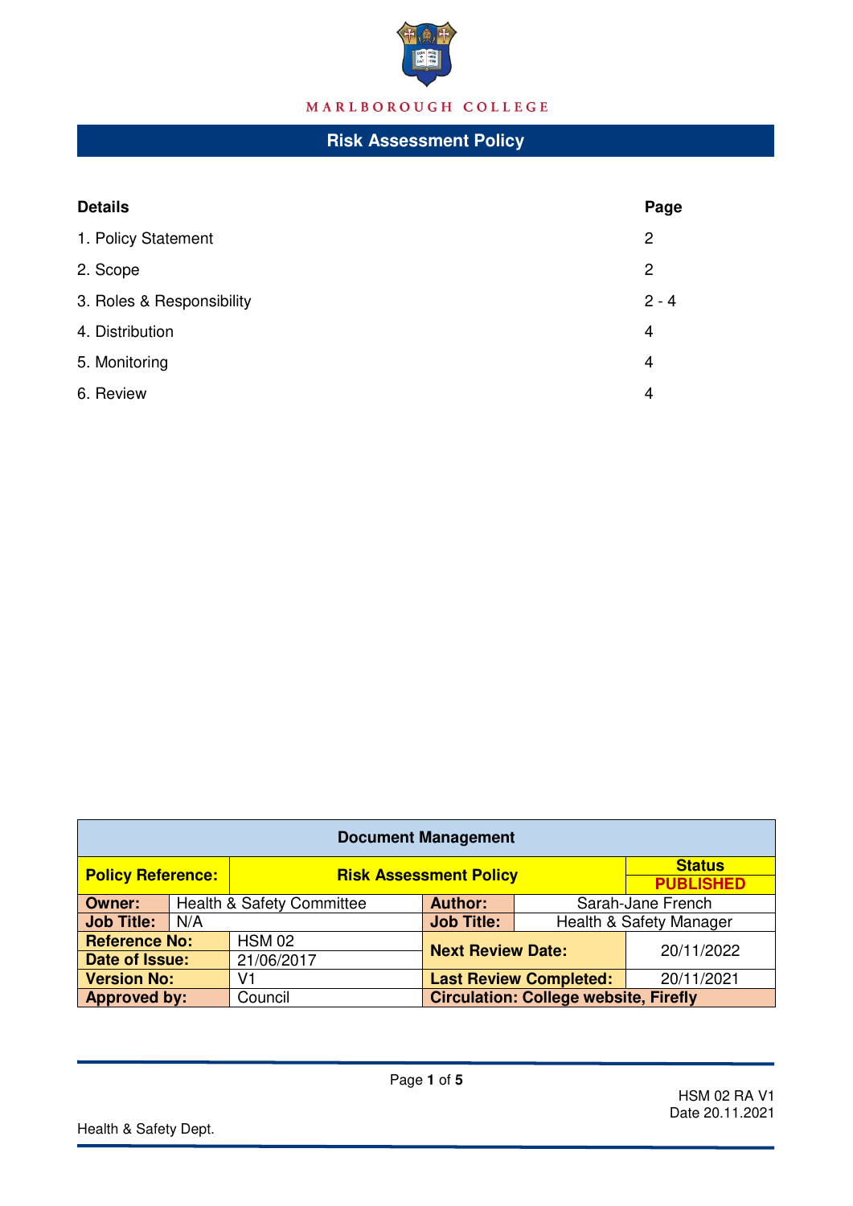MARLBOROUGH COLLEGE

# Risk Assessment Policy

| **Details** | **Page** |
|---|---|
| 1. Policy Statement | 2 |
| 2. Scope | 2 |
| 3. Roles & Responsibility | 2 - 4 |
| 4. Distribution | 4 |
| 5. Monitoring | 4 |
| 6. Review | 4 |

| **Document Management** | | | | |
|---|---|---|---|---|
| **Policy Reference:** | **Risk Assessment Policy** | | | **Status** **PUBLISHED** |
| **Owner:** | Health & Safety Committee | **Author:** | Sarah-Jane French | |
| **Job Title:** | N/A | **Job Title:** | Health & Safety Manager | |
| **Reference No:** | HSM 02 | **Next Review Date:** | 20/11/2022 | |
| **Date of Issue:** | 21/06/2017 | | | |
| **Version No:** | V1 | **Last Review Completed:** | 20/11/2021 | |
| **Approved by:** | Council | **Circulation: College website, Firefly** | | |

HSM 02 RA V1
Date 20.11.2021

Health & Safety Dept.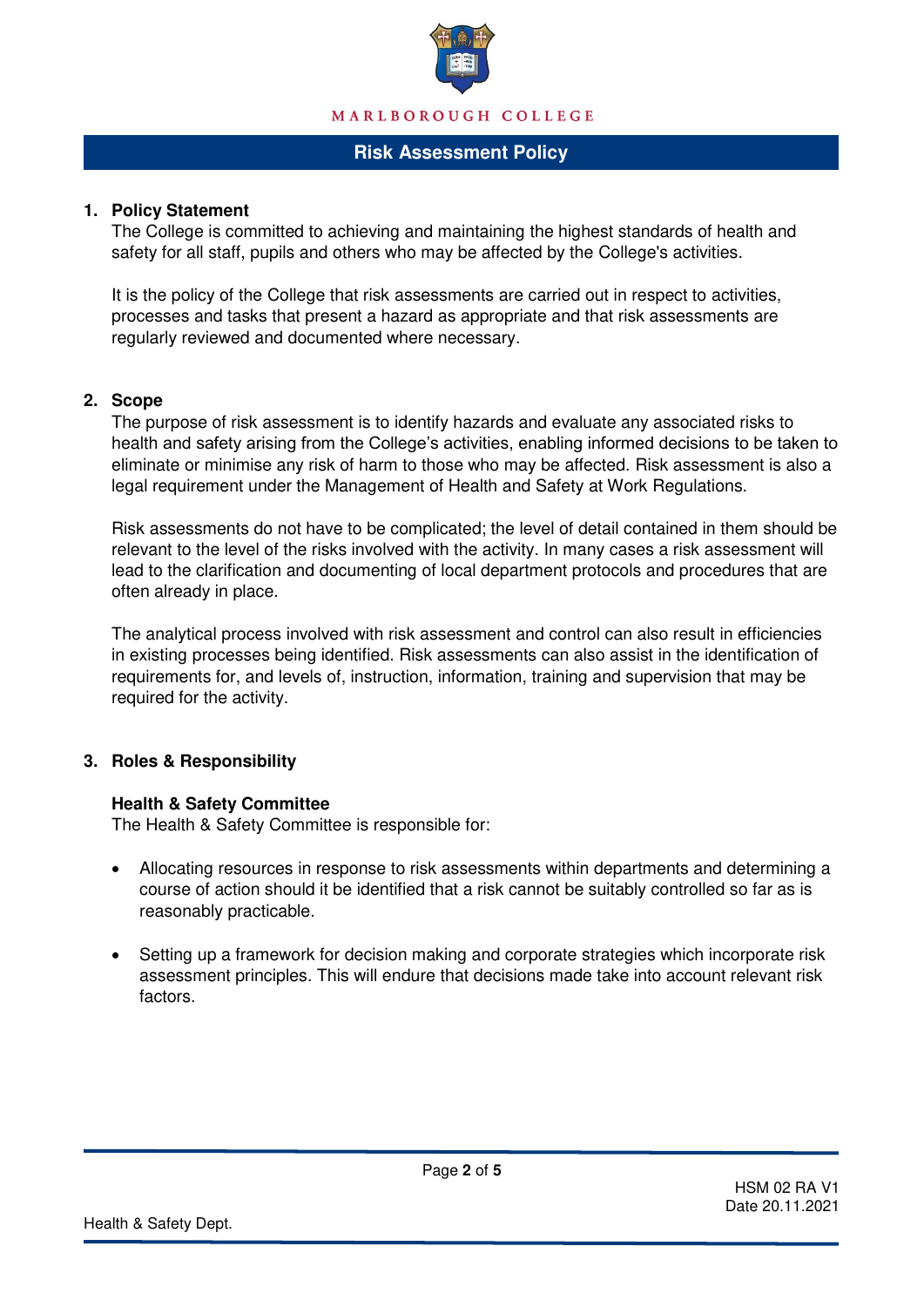# Risk Assessment Policy

## 1. Policy Statement

The College is committed to achieving and maintaining the highest standards of health and safety for all staff, pupils and others who may be affected by the College's activities.

It is the policy of the College that risk assessments are carried out in respect to activities, processes and tasks that present a hazard as appropriate and that risk assessments are regularly reviewed and documented where necessary.

## 2. Scope

The purpose of risk assessment is to identify hazards and evaluate any associated risks to health and safety arising from the College's activities, enabling informed decisions to be taken to eliminate or minimise any risk of harm to those who may be affected. Risk assessment is also a legal requirement under the Management of Health and Safety at Work Regulations.

Risk assessments do not have to be complicated; the level of detail contained in them should be relevant to the level of the risks involved with the activity. In many cases a risk assessment will lead to the clarification and documenting of local department protocols and procedures that are often already in place.

The analytical process involved with risk assessment and control can also result in efficiencies in existing processes being identified. Risk assessments can also assist in the identification of requirements for, and levels of, instruction, information, training and supervision that may be required for the activity.

## 3. Roles & Responsibility

### Health & Safety Committee

The Health & Safety Committee is responsible for:

- Allocating resources in response to risk assessments within departments and determining a course of action should it be identified that a risk cannot be suitably controlled so far as is reasonably practicable.
- Setting up a framework for decision making and corporate strategies which incorporate risk assessment principles. This will endure that decisions made take into account relevant risk factors.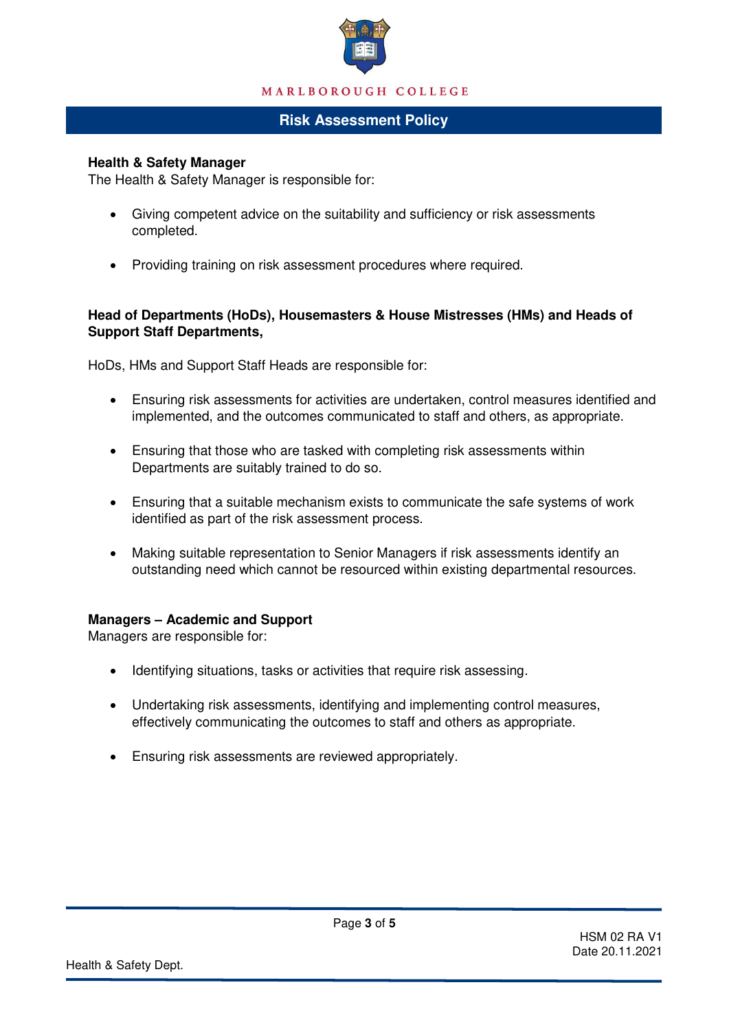**Health & Safety Manager**
The Health & Safety Manager is responsible for:

- Giving competent advice on the suitability and sufficiency or risk assessments completed.

- Providing training on risk assessment procedures where required.

**Head of Departments (HoDs), Housemasters & House Mistresses (HMs) and Heads of Support Staff Departments,**

HoDs, HMs and Support Staff Heads are responsible for:

- Ensuring risk assessments for activities are undertaken, control measures identified and implemented, and the outcomes communicated to staff and others, as appropriate.

- Ensuring that those who are tasked with completing risk assessments within Departments are suitably trained to do so.

- Ensuring that a suitable mechanism exists to communicate the safe systems of work identified as part of the risk assessment process.

- Making suitable representation to Senior Managers if risk assessments identify an outstanding need which cannot be resourced within existing departmental resources.

**Managers – Academic and Support**
Managers are responsible for:

- Identifying situations, tasks or activities that require risk assessing.

- Undertaking risk assessments, identifying and implementing control measures, effectively communicating the outcomes to staff and others as appropriate.

- Ensuring risk assessments are reviewed appropriately.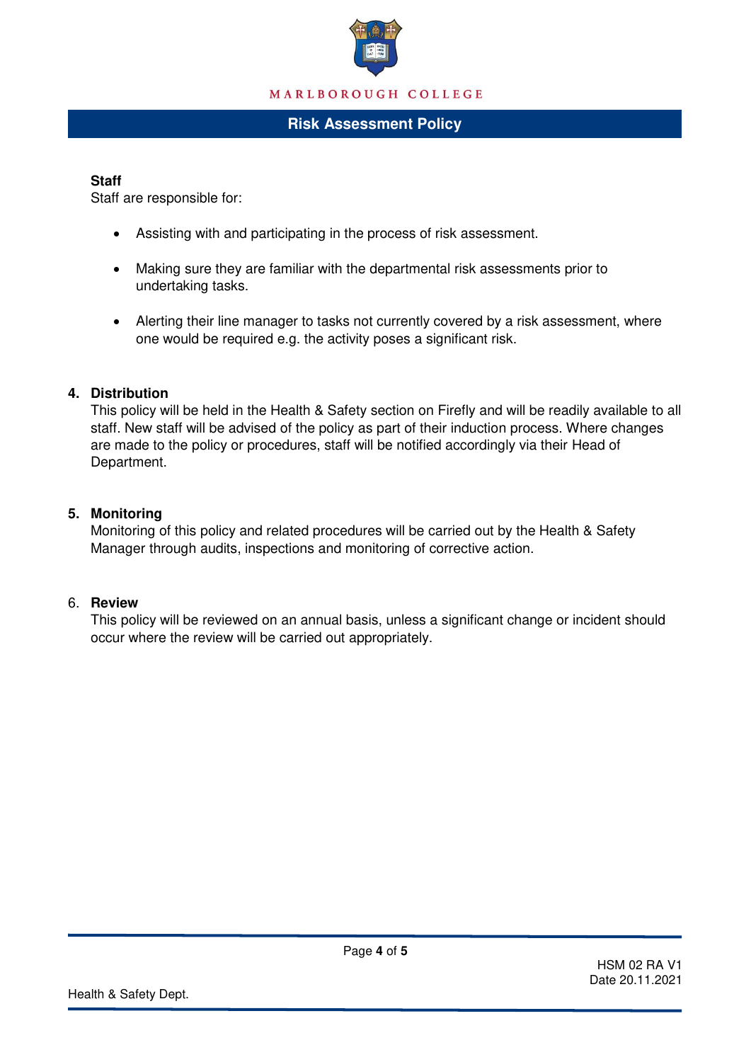**Staff**

Staff are responsible for:

- Assisting with and participating in the process of risk assessment.
- Making sure they are familiar with the departmental risk assessments prior to undertaking tasks.
- Alerting their line manager to tasks not currently covered by a risk assessment, where one would be required e.g. the activity poses a significant risk.

## 4. Distribution

This policy will be held in the Health & Safety section on Firefly and will be readily available to all staff. New staff will be advised of the policy as part of their induction process. Where changes are made to the policy or procedures, staff will be notified accordingly via their Head of Department.

## 5. Monitoring

Monitoring of this policy and related procedures will be carried out by the Health & Safety Manager through audits, inspections and monitoring of corrective action.

## 6. Review

This policy will be reviewed on an annual basis, unless a significant change or incident should occur where the review will be carried out appropriately.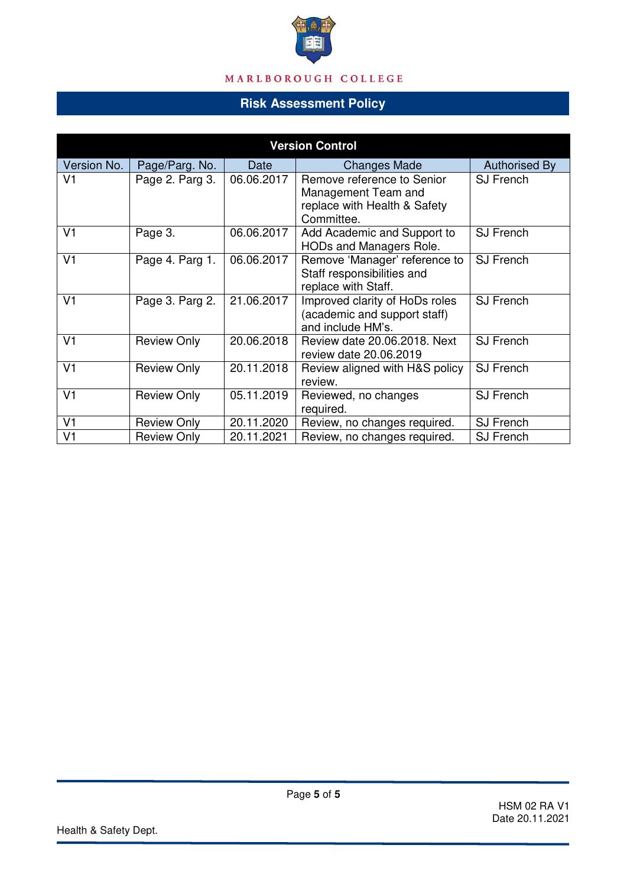MARLBOROUGH COLLEGE

# Risk Assessment Policy

| Version Control | | | | |
|---|---|---|---|---|
| Version No. | Page/Parg. No. | Date | Changes Made | Authorised By |
| V1 | Page 2. Parg 3. | 06.06.2017 | Remove reference to Senior Management Team and replace with Health & Safety Committee. | SJ French |
| V1 | Page 3. | 06.06.2017 | Add Academic and Support to HODs and Managers Role. | SJ French |
| V1 | Page 4. Parg 1. | 06.06.2017 | Remove 'Manager' reference to Staff responsibilities and replace with Staff. | SJ French |
| V1 | Page 3. Parg 2. | 21.06.2017 | Improved clarity of HoDs roles (academic and support staff) and include HM's. | SJ French |
| V1 | Review Only | 20.06.2018 | Review date 20.06.2018. Next review date 20.06.2019 | SJ French |
| V1 | Review Only | 20.11.2018 | Review aligned with H&S policy review. | SJ French |
| V1 | Review Only | 05.11.2019 | Reviewed, no changes required. | SJ French |
| V1 | Review Only | 20.11.2020 | Review, no changes required. | SJ French |
| V1 | Review Only | 20.11.2021 | Review, no changes required. | SJ French |

HSM 02 RA V1
Date 20.11.2021

Health & Safety Dept.